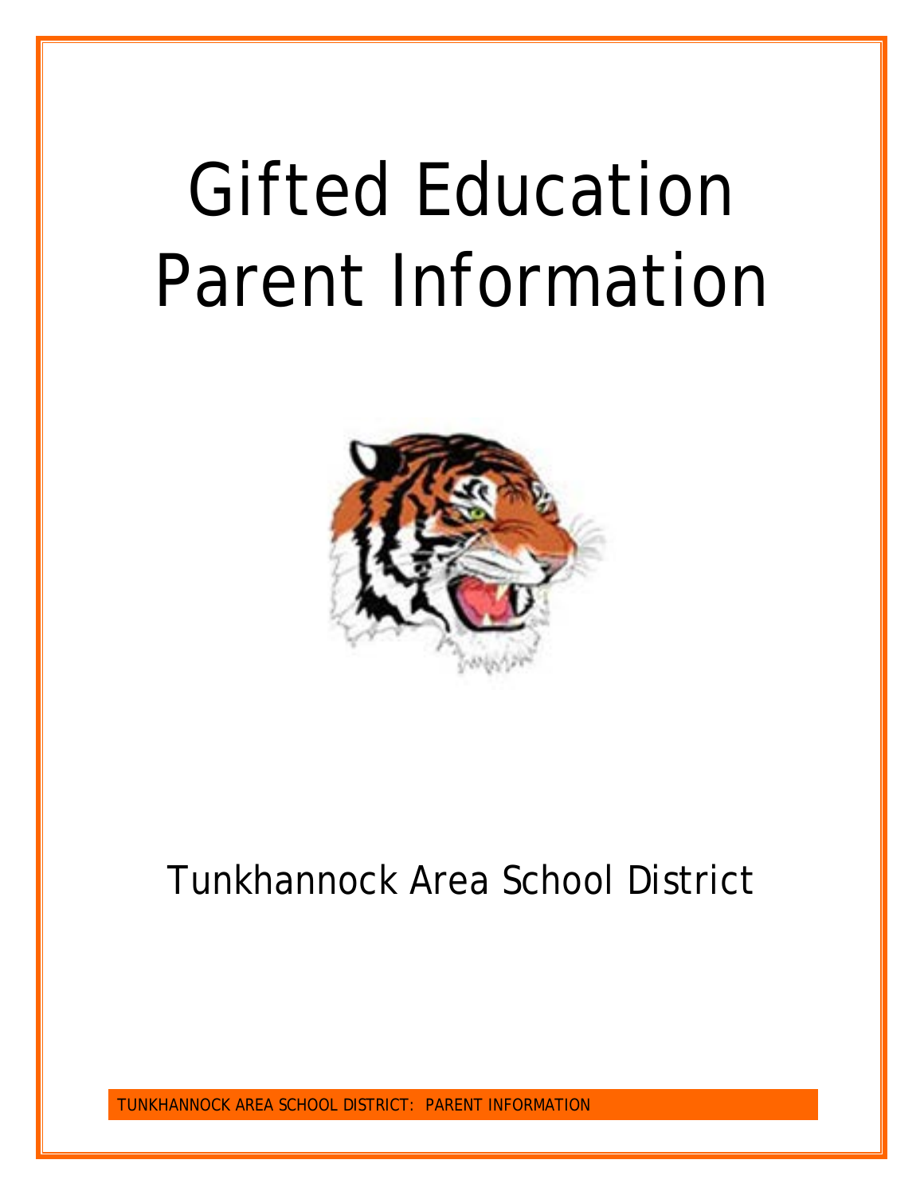# Gifted Education Parent Information

Tunkhannock Area School District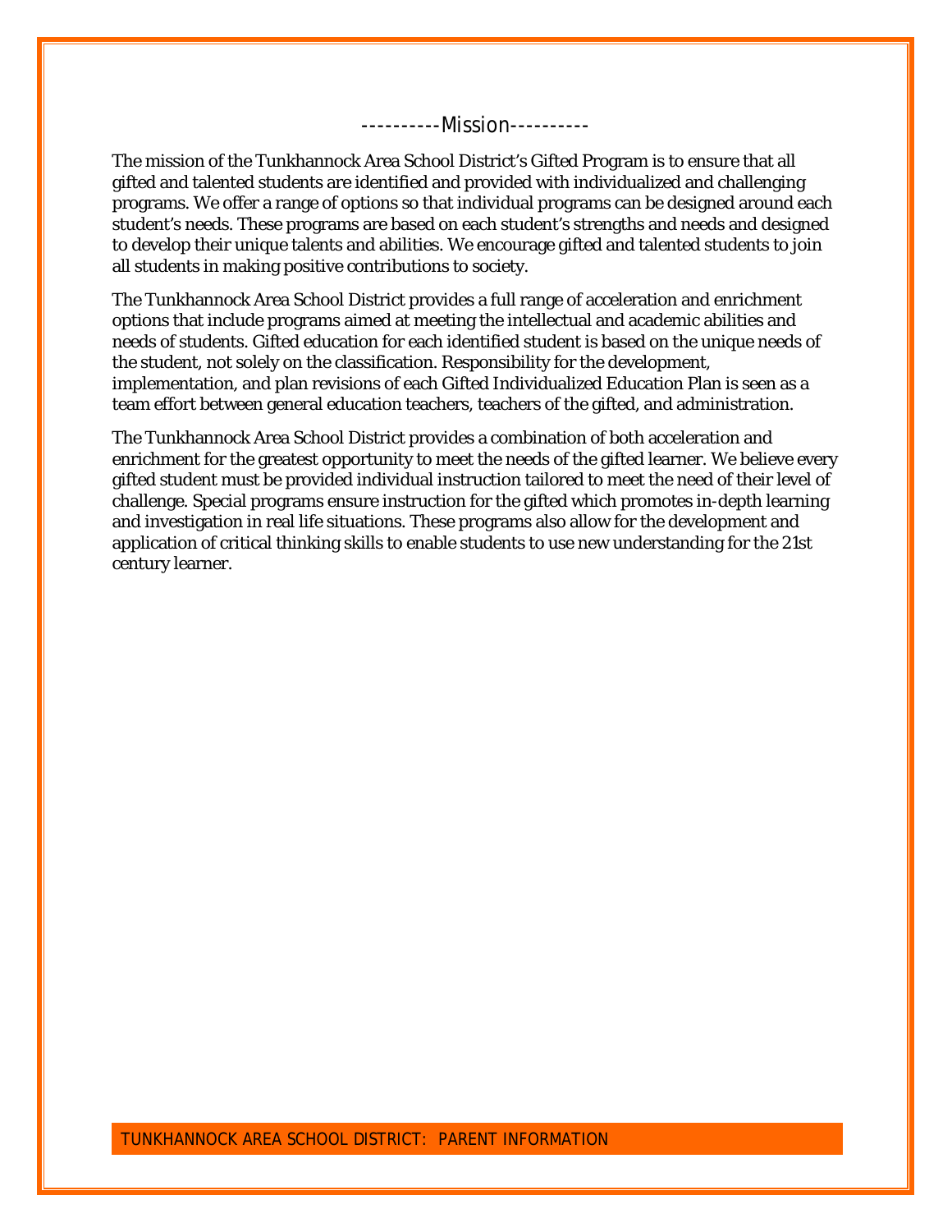## Mission

The mission of the Tunkhannock Area School District's Gifted Program is to ensure that all gifted and talented students are identified and provided with individualized and challenging programs. We offer a range of options so that individual programs can be designed around each student's needs. These programs are based on each student's strengths and needs and designed to develop their unique talents and abilities. We encourage gifted and talented students to join all students in making positive contributions to society.

The Tunkhannock Area School District provides a full range of acceleration and enrichment options that include programs aimed at meeting the intellectual and academic abilities and needs of students. Gifted education for each identified student is based on the unique needs of the student, not solely on the classification. Responsibility for the development, implementation, and plan revisions of each Gifted Individualized Education Plan is seen as a team effort between general education teachers, teachers of the gifted, and administration.

The Tunkhannock Area School District provides a combination of both acceleration and enrichment for the greatest opportunity to meet the needs of the gifted learner. We believe every gifted student must be provided individual instruction tailored to meet the need of their level of challenge. Special programs ensure instruction for the gifted which promotes in-depth learning and investigation in real life situations. These programs also allow for the development and application of critical thinking skills to enable students to use new understanding for the 21st century learner.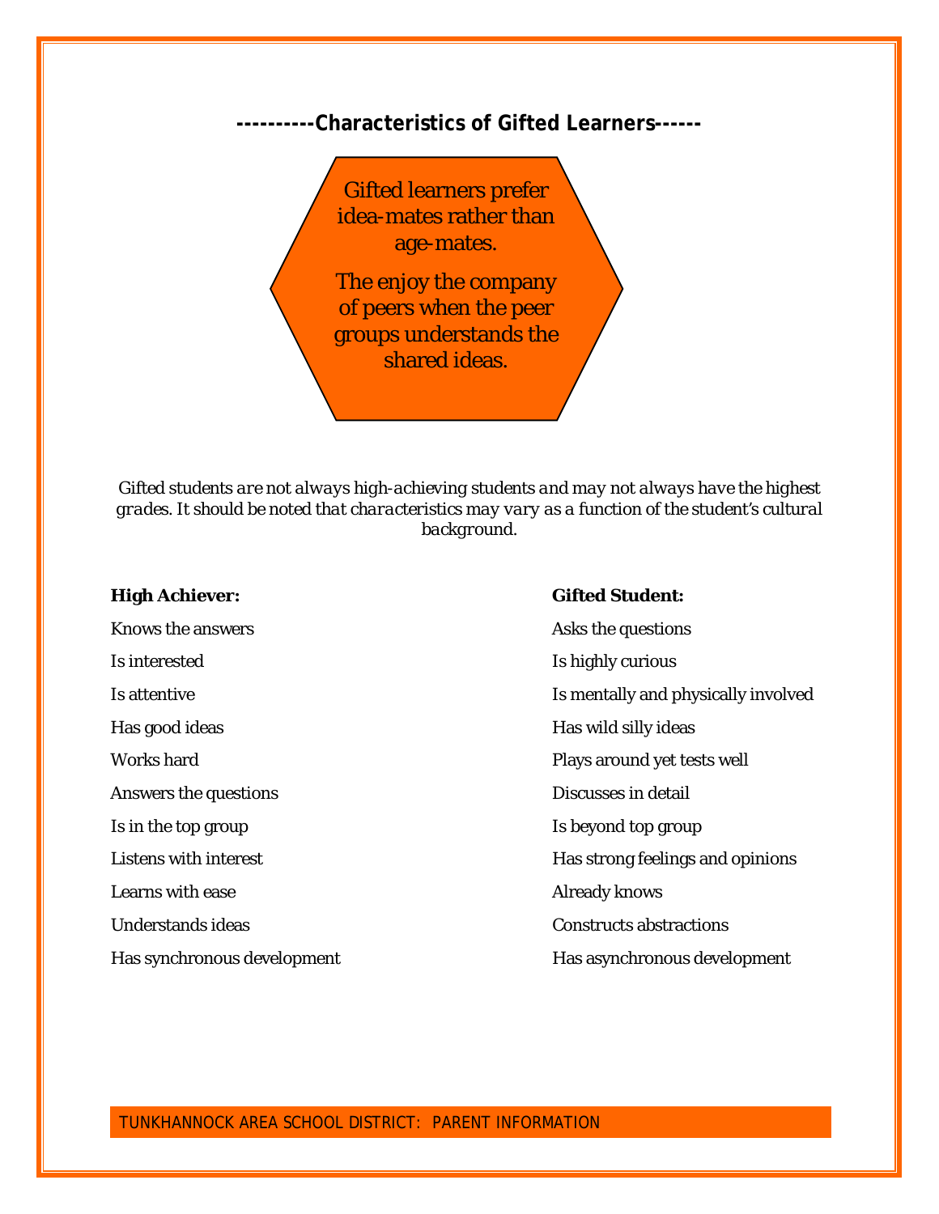## ----------Characteristics of Gifted Learners------

Gifted learners prefer idea-mates rather than age-mates.

The enjoy the company of peers when the peer groups understands the shared ideas.

*Gifted students are not always high-achieving students and may not always have the highest grades. It should be noted that characteristics may vary as a function of the student's cultural background.*

| **High Achiever:** | **Gifted Student:** |
|---|---|
| Knows the answers | Asks the questions |
| Is interested | Is highly curious |
| Is attentive | Is mentally and physically involved |
| Has good ideas | Has wild silly ideas |
| Works hard | Plays around yet tests well |
| Answers the questions | Discusses in detail |
| Is in the top group | Is beyond top group |
| Listens with interest | Has strong feelings and opinions |
| Learns with ease | Already knows |
| Understands ideas | Constructs abstractions |
| Has synchronous development | Has asynchronous development |

TUNKHANNOCK AREA SCHOOL DISTRICT: PARENT INFORMATION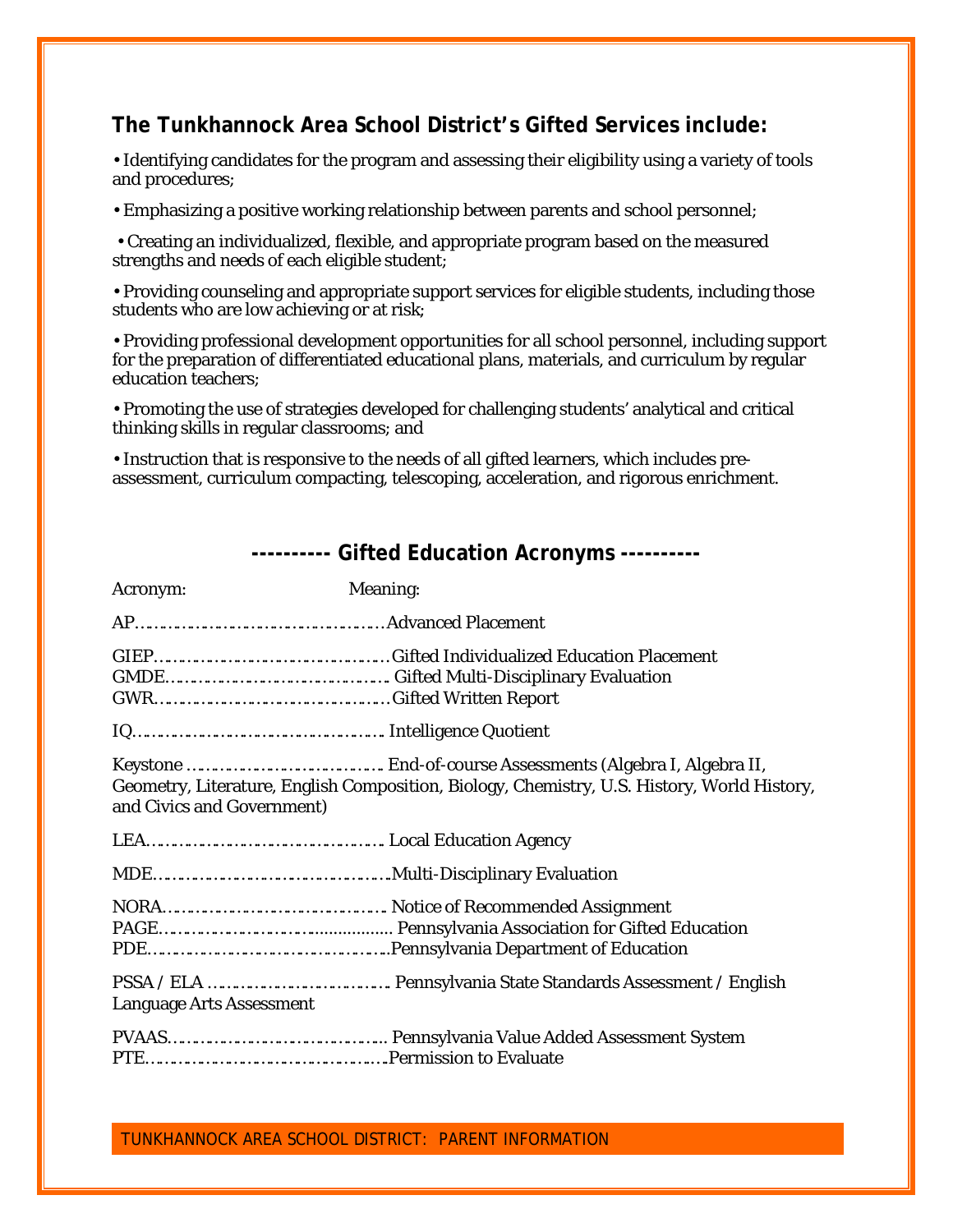### The Tunkhannock Area School District's Gifted Services include:

- Identifying candidates for the program and assessing their eligibility using a variety of tools and procedures;
- Emphasizing a positive working relationship between parents and school personnel;
- Creating an individualized, flexible, and appropriate program based on the measured strengths and needs of each eligible student;
- Providing counseling and appropriate support services for eligible students, including those students who are low achieving or at risk;
- Providing professional development opportunities for all school personnel, including support for the preparation of differentiated educational plans, materials, and curriculum by regular education teachers;
- Promoting the use of strategies developed for challenging students' analytical and critical thinking skills in regular classrooms; and
- Instruction that is responsive to the needs of all gifted learners, which includes pre-assessment, curriculum compacting, telescoping, acceleration, and rigorous enrichment.

### ---------- Gifted Education Acronyms ----------

| Acronym: | Meaning: |
|---|---|
| AP | Advanced Placement |
| GIEP | Gifted Individualized Education Placement |
| GMDE | Gifted Multi-Disciplinary Evaluation |
| GWR | Gifted Written Report |
| IQ | Intelligence Quotient |
| Keystone | End-of-course Assessments (Algebra I, Algebra II, Geometry, Literature, English Composition, Biology, Chemistry, U.S. History, World History, and Civics and Government) |
| LEA | Local Education Agency |
| MDE | Multi-Disciplinary Evaluation |
| NORA | Notice of Recommended Assignment |
| PAGE | Pennsylvania Association for Gifted Education |
| PDE | Pennsylvania Department of Education |
| PSSA / ELA | Pennsylvania State Standards Assessment / English Language Arts Assessment |
| PVAAS | Pennsylvania Value Added Assessment System |
| PTE | Permission to Evaluate |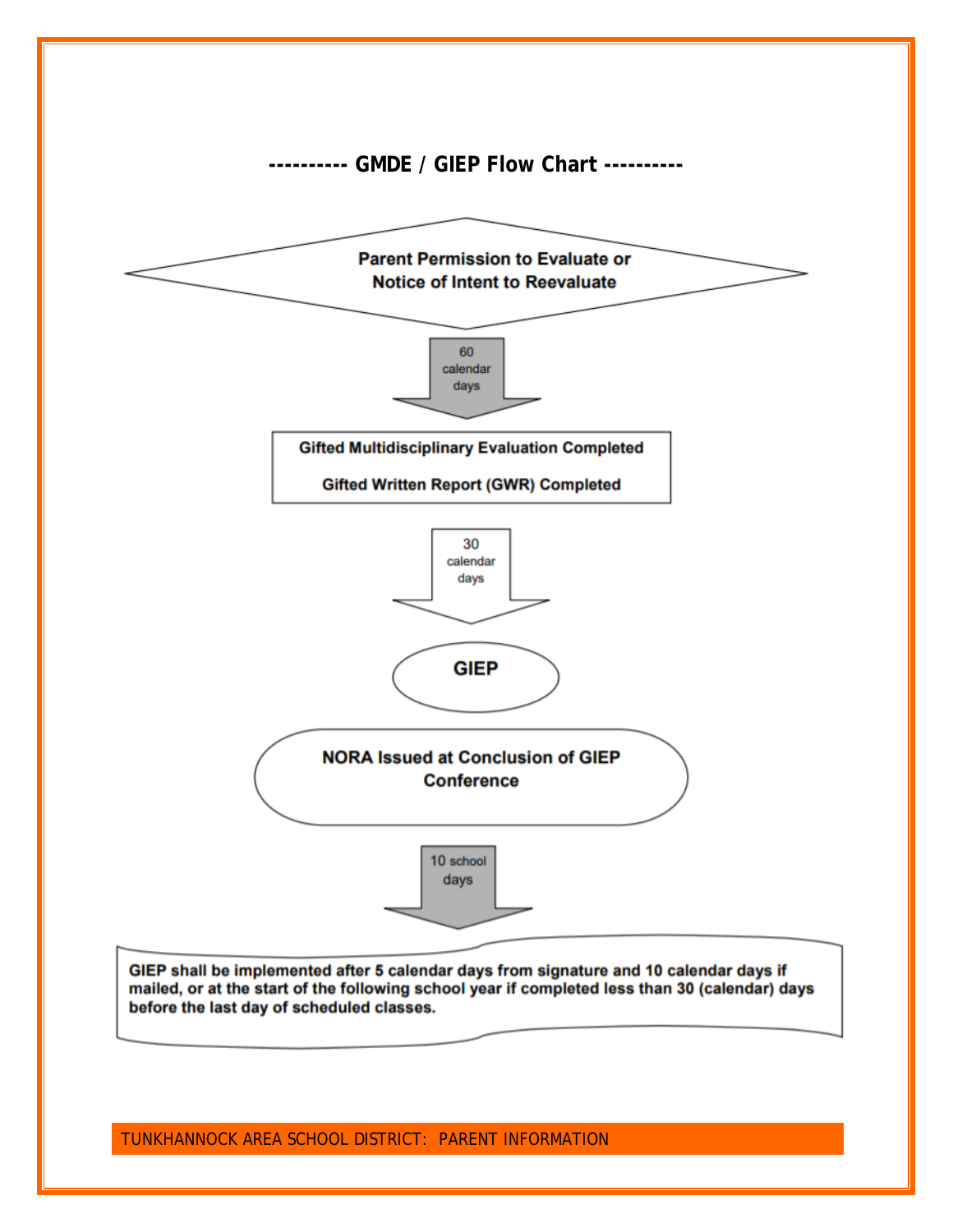## ---------- GMDE / GIEP Flow Chart ----------

**Parent Permission to Evaluate or Notice of Intent to Reevaluate**

↓ 60 calendar days

**Gifted Multidisciplinary Evaluation Completed**

**Gifted Written Report (GWR) Completed**

↓ 30 calendar days

**GIEP**

**NORA Issued at Conclusion of GIEP Conference**

↓ 10 school days

**GIEP shall be implemented after 5 calendar days from signature and 10 calendar days if mailed, or at the start of the following school year if completed less than 30 (calendar) days before the last day of scheduled classes.**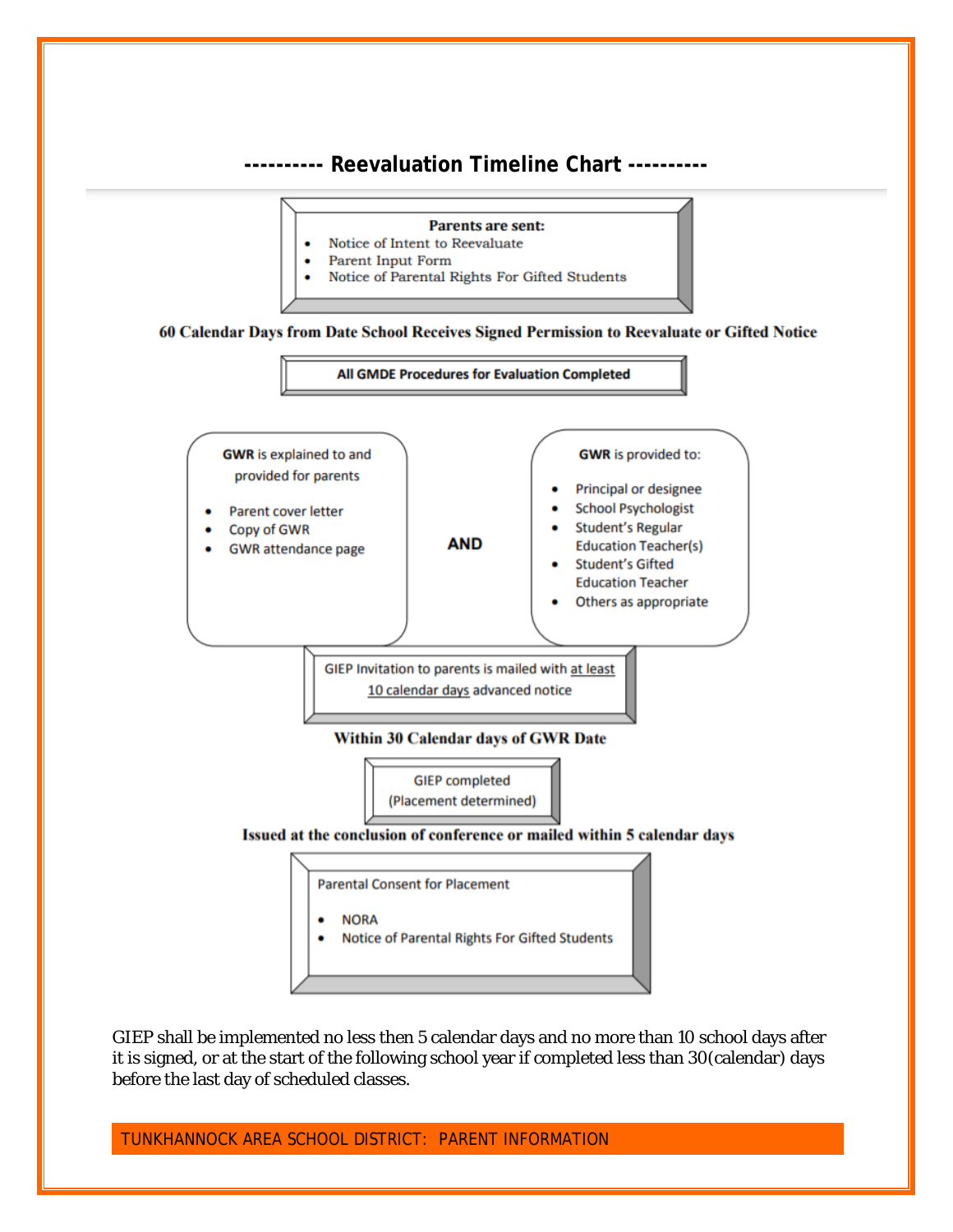## ---------- Reevaluation Timeline Chart ----------

**Parents are sent:**

- Notice of Intent to Reevaluate
- Parent Input Form
- Notice of Parental Rights For Gifted Students

**60 Calendar Days from Date School Receives Signed Permission to Reevaluate or Gifted Notice**

**All GMDE Procedures for Evaluation Completed**

**GWR** is explained to and provided for parents

- Parent cover letter
- Copy of GWR
- GWR attendance page

**AND**

**GWR** is provided to:

- Principal or designee
- School Psychologist
- Student's Regular Education Teacher(s)
- Student's Gifted Education Teacher
- Others as appropriate

GIEP Invitation to parents is mailed with at least 10 calendar days advanced notice

**Within 30 Calendar days of GWR Date**

GIEP completed (Placement determined)

**Issued at the conclusion of conference or mailed within 5 calendar days**

Parental Consent for Placement

- NORA
- Notice of Parental Rights For Gifted Students

GIEP shall be implemented no less then 5 calendar days and no more than 10 school days after it is signed, or at the start of the following school year if completed less than 30(calendar) days before the last day of scheduled classes.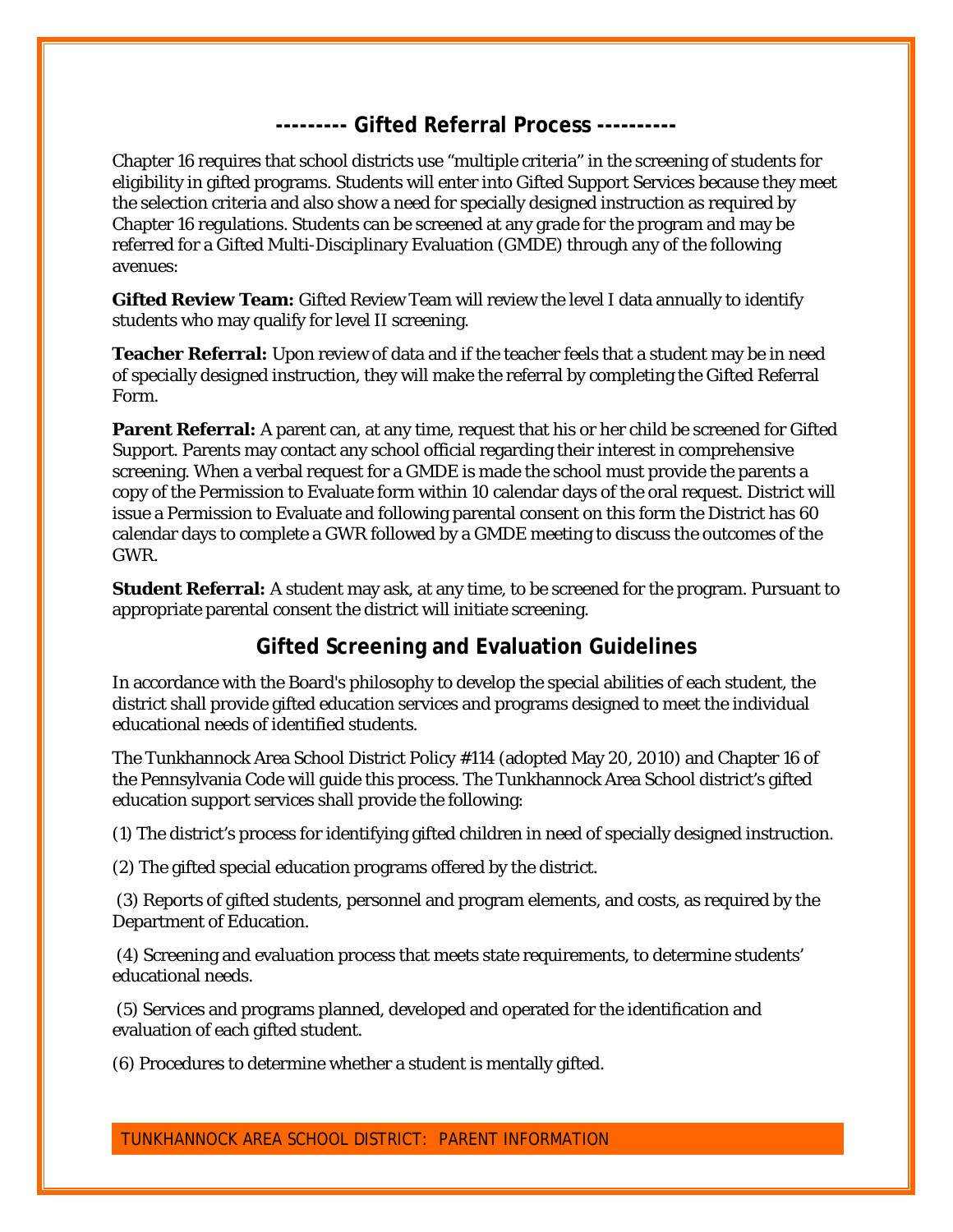## --------- Gifted Referral Process ----------

Chapter 16 requires that school districts use "multiple criteria" in the screening of students for eligibility in gifted programs. Students will enter into Gifted Support Services because they meet the selection criteria and also show a need for specially designed instruction as required by Chapter 16 regulations. Students can be screened at any grade for the program and may be referred for a Gifted Multi-Disciplinary Evaluation (GMDE) through any of the following avenues:

**Gifted Review Team:** Gifted Review Team will review the level I data annually to identify students who may qualify for level II screening.

**Teacher Referral:** Upon review of data and if the teacher feels that a student may be in need of specially designed instruction, they will make the referral by completing the Gifted Referral Form.

**Parent Referral:** A parent can, at any time, request that his or her child be screened for Gifted Support. Parents may contact any school official regarding their interest in comprehensive screening. When a verbal request for a GMDE is made the school must provide the parents a copy of the Permission to Evaluate form within 10 calendar days of the oral request. District will issue a Permission to Evaluate and following parental consent on this form the District has 60 calendar days to complete a GWR followed by a GMDE meeting to discuss the outcomes of the GWR.

**Student Referral:** A student may ask, at any time, to be screened for the program. Pursuant to appropriate parental consent the district will initiate screening.

## Gifted Screening and Evaluation Guidelines

In accordance with the Board's philosophy to develop the special abilities of each student, the district shall provide gifted education services and programs designed to meet the individual educational needs of identified students.

The Tunkhannock Area School District Policy #114 (adopted May 20, 2010) and Chapter 16 of the Pennsylvania Code will guide this process. The Tunkhannock Area School district's gifted education support services shall provide the following:

(1) The district's process for identifying gifted children in need of specially designed instruction.

(2) The gifted special education programs offered by the district.

(3) Reports of gifted students, personnel and program elements, and costs, as required by the Department of Education.

(4) Screening and evaluation process that meets state requirements, to determine students' educational needs.

(5) Services and programs planned, developed and operated for the identification and evaluation of each gifted student.

(6) Procedures to determine whether a student is mentally gifted.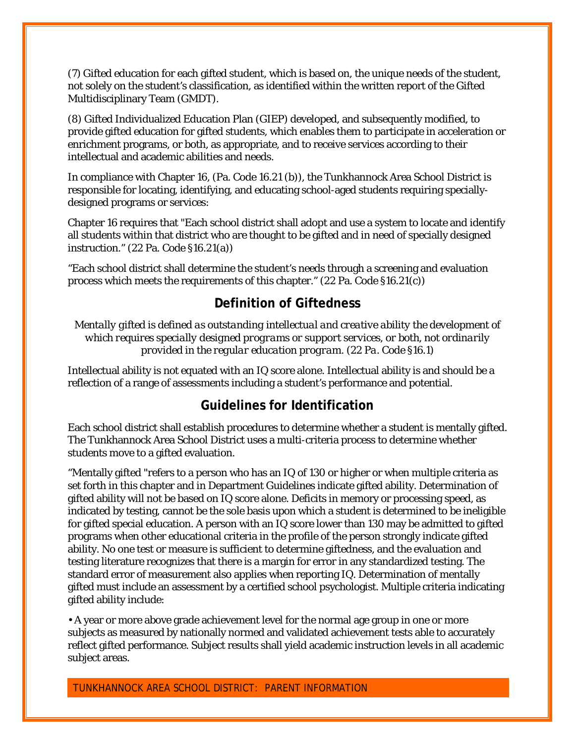(7) Gifted education for each gifted student, which is based on, the unique needs of the student, not solely on the student's classification, as identified within the written report of the Gifted Multidisciplinary Team (GMDT).

(8) Gifted Individualized Education Plan (GIEP) developed, and subsequently modified, to provide gifted education for gifted students, which enables them to participate in acceleration or enrichment programs, or both, as appropriate, and to receive services according to their intellectual and academic abilities and needs.

In compliance with Chapter 16, (Pa. Code 16.21 (b)), the Tunkhannock Area School District is responsible for locating, identifying, and educating school-aged students requiring specially-designed programs or services:

Chapter 16 requires that "Each school district shall adopt and use a system to locate and identify all students within that district who are thought to be gifted and in need of specially designed instruction." (22 Pa. Code §16.21(a))

"Each school district shall determine the student's needs through a screening and evaluation process which meets the requirements of this chapter." (22 Pa. Code §16.21(c))

## Definition of Giftedness

*Mentally gifted is defined as outstanding intellectual and creative ability the development of which requires specially designed programs or support services, or both, not ordinarily provided in the regular education program. (22 Pa. Code §16.1)*

Intellectual ability is not equated with an IQ score alone. Intellectual ability is and should be a reflection of a range of assessments including a student's performance and potential.

## Guidelines for Identification

Each school district shall establish procedures to determine whether a student is mentally gifted. The Tunkhannock Area School District uses a multi-criteria process to determine whether students move to a gifted evaluation.

"Mentally gifted "refers to a person who has an IQ of 130 or higher or when multiple criteria as set forth in this chapter and in Department Guidelines indicate gifted ability. Determination of gifted ability will not be based on IQ score alone. Deficits in memory or processing speed, as indicated by testing, cannot be the sole basis upon which a student is determined to be ineligible for gifted special education. A person with an IQ score lower than 130 may be admitted to gifted programs when other educational criteria in the profile of the person strongly indicate gifted ability. No one test or measure is sufficient to determine giftedness, and the evaluation and testing literature recognizes that there is a margin for error in any standardized testing. The standard error of measurement also applies when reporting IQ. Determination of mentally gifted must include an assessment by a certified school psychologist. Multiple criteria indicating gifted ability include:

- A year or more above grade achievement level for the normal age group in one or more subjects as measured by nationally normed and validated achievement tests able to accurately reflect gifted performance. Subject results shall yield academic instruction levels in all academic subject areas.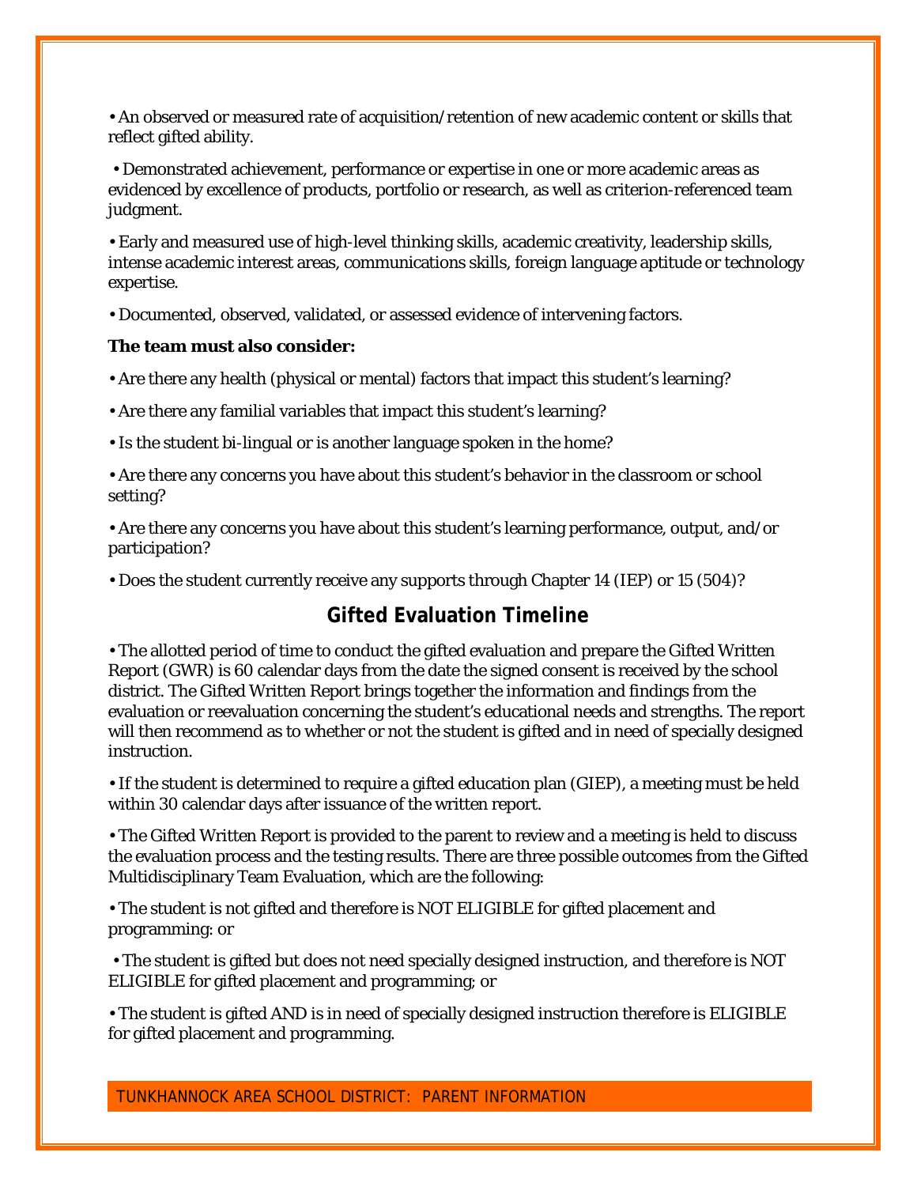• An observed or measured rate of acquisition/retention of new academic content or skills that reflect gifted ability.

• Demonstrated achievement, performance or expertise in one or more academic areas as evidenced by excellence of products, portfolio or research, as well as criterion-referenced team judgment.

• Early and measured use of high-level thinking skills, academic creativity, leadership skills, intense academic interest areas, communications skills, foreign language aptitude or technology expertise.

• Documented, observed, validated, or assessed evidence of intervening factors.

**The team must also consider:**

• Are there any health (physical or mental) factors that impact this student's learning?

• Are there any familial variables that impact this student's learning?

• Is the student bi-lingual or is another language spoken in the home?

• Are there any concerns you have about this student's behavior in the classroom or school setting?

• Are there any concerns you have about this student's learning performance, output, and/or participation?

• Does the student currently receive any supports through Chapter 14 (IEP) or 15 (504)?

## Gifted Evaluation Timeline

• The allotted period of time to conduct the gifted evaluation and prepare the Gifted Written Report (GWR) is 60 calendar days from the date the signed consent is received by the school district. The Gifted Written Report brings together the information and findings from the evaluation or reevaluation concerning the student's educational needs and strengths. The report will then recommend as to whether or not the student is gifted and in need of specially designed instruction.

• If the student is determined to require a gifted education plan (GIEP), a meeting must be held within 30 calendar days after issuance of the written report.

• The Gifted Written Report is provided to the parent to review and a meeting is held to discuss the evaluation process and the testing results. There are three possible outcomes from the Gifted Multidisciplinary Team Evaluation, which are the following:

• The student is not gifted and therefore is NOT ELIGIBLE for gifted placement and programming: or

• The student is gifted but does not need specially designed instruction, and therefore is NOT ELIGIBLE for gifted placement and programming; or

• The student is gifted AND is in need of specially designed instruction therefore is ELIGIBLE for gifted placement and programming.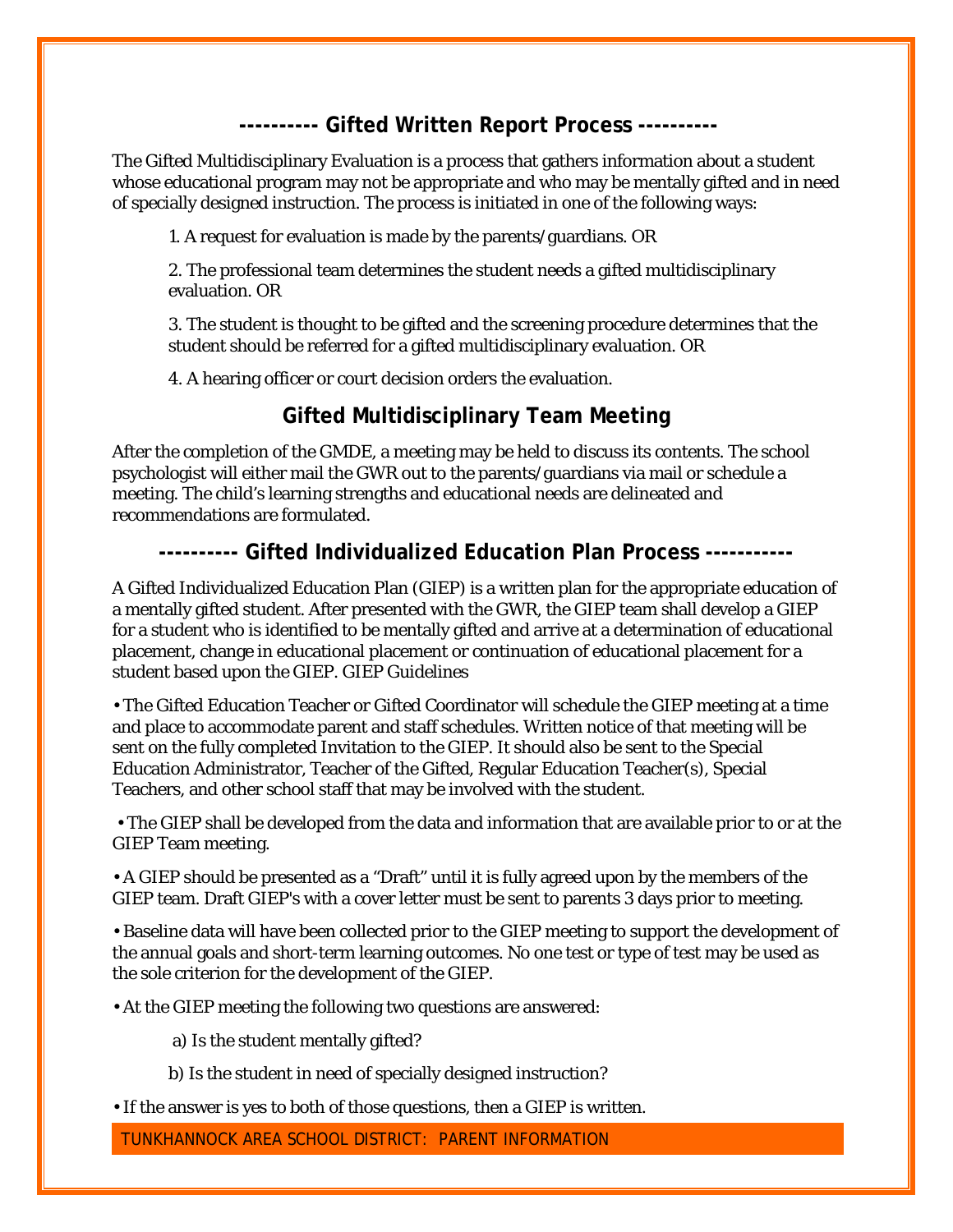## ---------- Gifted Written Report Process ----------

The Gifted Multidisciplinary Evaluation is a process that gathers information about a student whose educational program may not be appropriate and who may be mentally gifted and in need of specially designed instruction. The process is initiated in one of the following ways:

1. A request for evaluation is made by the parents/guardians. OR

2. The professional team determines the student needs a gifted multidisciplinary evaluation. OR

3. The student is thought to be gifted and the screening procedure determines that the student should be referred for a gifted multidisciplinary evaluation. OR

4. A hearing officer or court decision orders the evaluation.

## Gifted Multidisciplinary Team Meeting

After the completion of the GMDE, a meeting may be held to discuss its contents. The school psychologist will either mail the GWR out to the parents/guardians via mail or schedule a meeting. The child's learning strengths and educational needs are delineated and recommendations are formulated.

## ---------- Gifted Individualized Education Plan Process -----------

A Gifted Individualized Education Plan (GIEP) is a written plan for the appropriate education of a mentally gifted student. After presented with the GWR, the GIEP team shall develop a GIEP for a student who is identified to be mentally gifted and arrive at a determination of educational placement, change in educational placement or continuation of educational placement for a student based upon the GIEP. GIEP Guidelines

• The Gifted Education Teacher or Gifted Coordinator will schedule the GIEP meeting at a time and place to accommodate parent and staff schedules. Written notice of that meeting will be sent on the fully completed Invitation to the GIEP. It should also be sent to the Special Education Administrator, Teacher of the Gifted, Regular Education Teacher(s), Special Teachers, and other school staff that may be involved with the student.

• The GIEP shall be developed from the data and information that are available prior to or at the GIEP Team meeting.

• A GIEP should be presented as a "Draft" until it is fully agreed upon by the members of the GIEP team. Draft GIEP's with a cover letter must be sent to parents 3 days prior to meeting.

• Baseline data will have been collected prior to the GIEP meeting to support the development of the annual goals and short-term learning outcomes. No one test or type of test may be used as the sole criterion for the development of the GIEP.

• At the GIEP meeting the following two questions are answered:

a) Is the student mentally gifted?

b) Is the student in need of specially designed instruction?

• If the answer is yes to both of those questions, then a GIEP is written.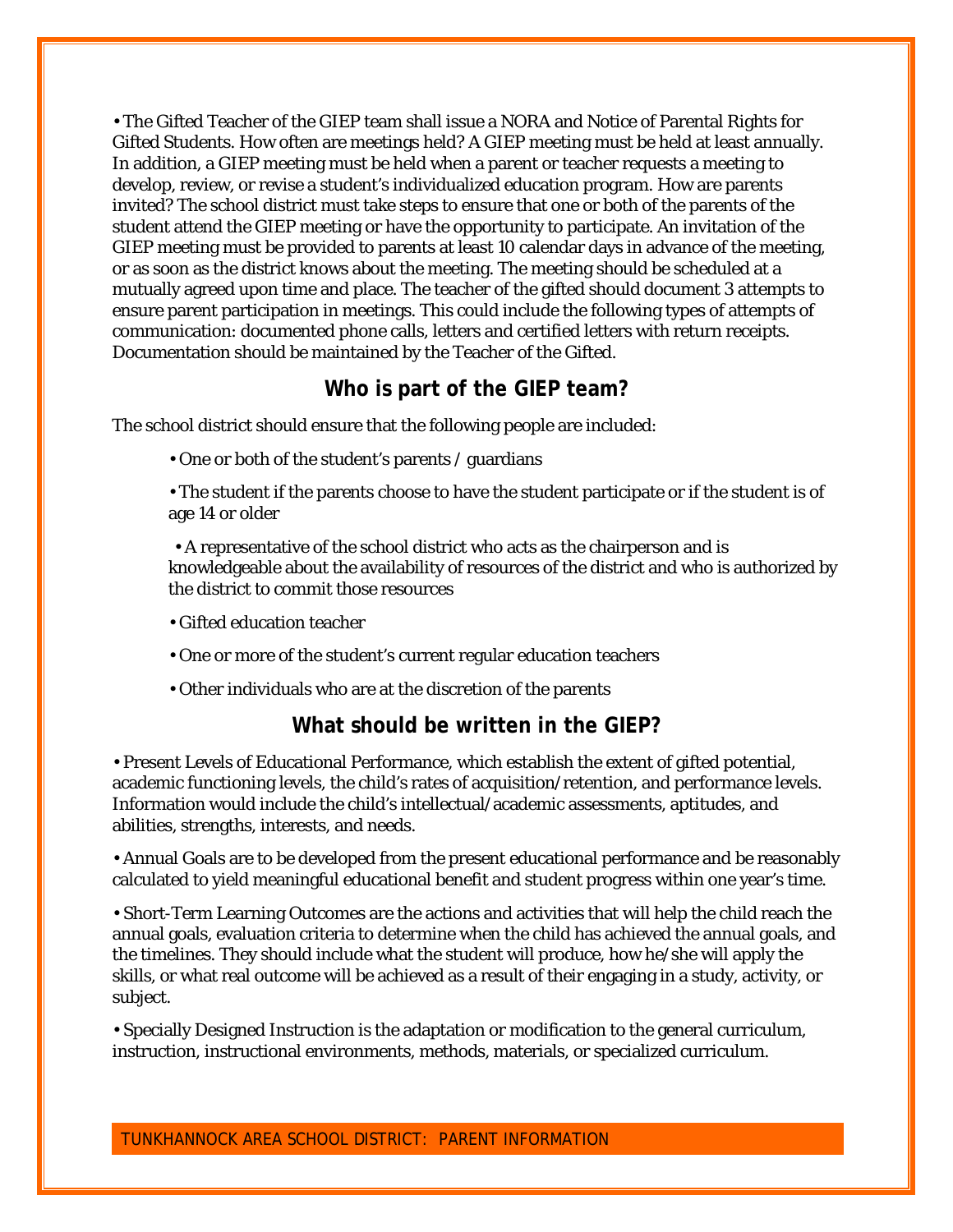• The Gifted Teacher of the GIEP team shall issue a NORA and Notice of Parental Rights for Gifted Students. How often are meetings held? A GIEP meeting must be held at least annually. In addition, a GIEP meeting must be held when a parent or teacher requests a meeting to develop, review, or revise a student's individualized education program. How are parents invited? The school district must take steps to ensure that one or both of the parents of the student attend the GIEP meeting or have the opportunity to participate. An invitation of the GIEP meeting must be provided to parents at least 10 calendar days in advance of the meeting, or as soon as the district knows about the meeting. The meeting should be scheduled at a mutually agreed upon time and place. The teacher of the gifted should document 3 attempts to ensure parent participation in meetings. This could include the following types of attempts of communication: documented phone calls, letters and certified letters with return receipts. Documentation should be maintained by the Teacher of the Gifted.

## Who is part of the GIEP team?

The school district should ensure that the following people are included:

- One or both of the student's parents / guardians
- The student if the parents choose to have the student participate or if the student is of age 14 or older
- A representative of the school district who acts as the chairperson and is knowledgeable about the availability of resources of the district and who is authorized by the district to commit those resources
- Gifted education teacher
- One or more of the student's current regular education teachers
- Other individuals who are at the discretion of the parents

## What should be written in the GIEP?

• Present Levels of Educational Performance, which establish the extent of gifted potential, academic functioning levels, the child's rates of acquisition/retention, and performance levels. Information would include the child's intellectual/academic assessments, aptitudes, and abilities, strengths, interests, and needs.

• Annual Goals are to be developed from the present educational performance and be reasonably calculated to yield meaningful educational benefit and student progress within one year's time.

• Short-Term Learning Outcomes are the actions and activities that will help the child reach the annual goals, evaluation criteria to determine when the child has achieved the annual goals, and the timelines. They should include what the student will produce, how he/she will apply the skills, or what real outcome will be achieved as a result of their engaging in a study, activity, or subject.

• Specially Designed Instruction is the adaptation or modification to the general curriculum, instruction, instructional environments, methods, materials, or specialized curriculum.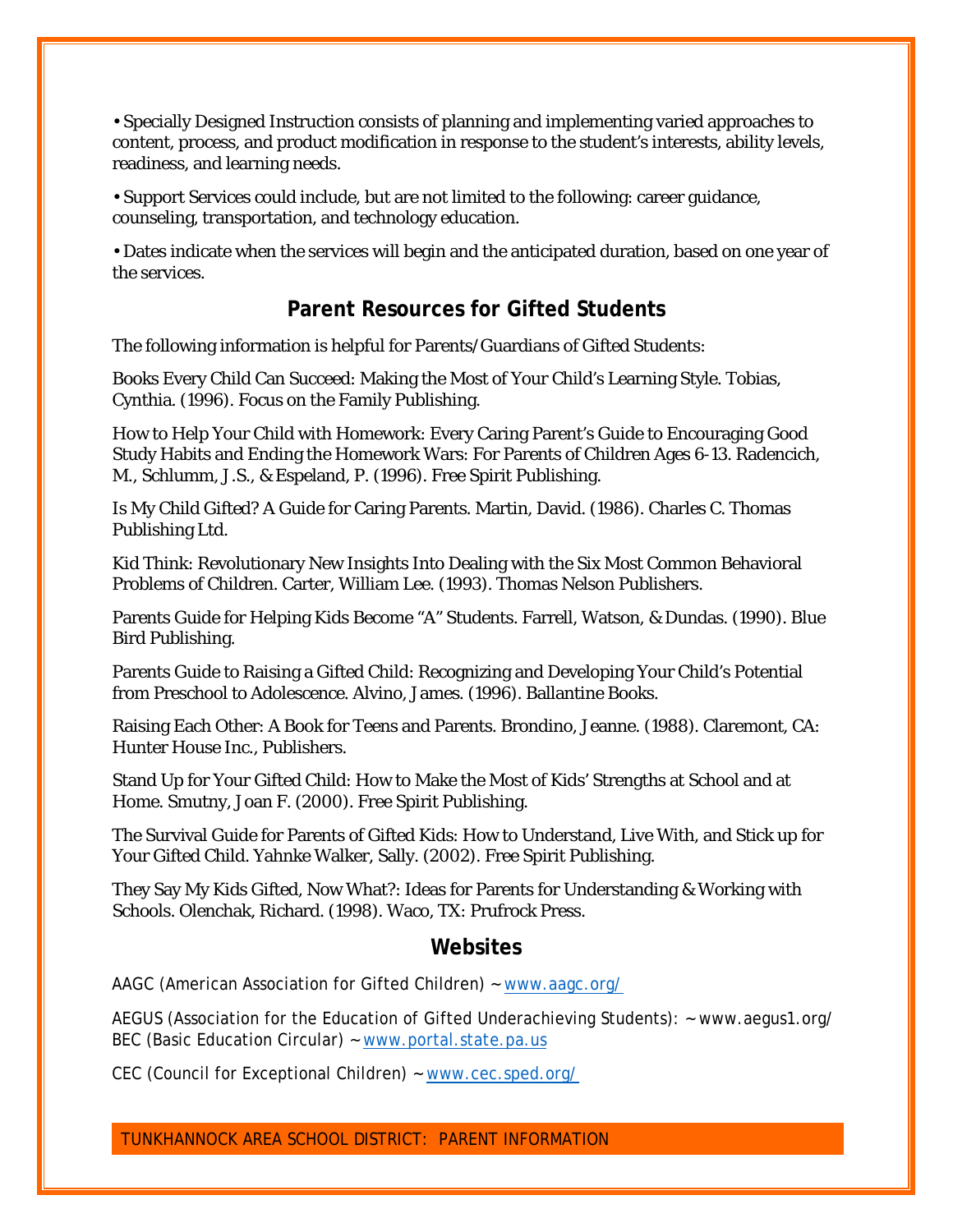• Specially Designed Instruction consists of planning and implementing varied approaches to content, process, and product modification in response to the student's interests, ability levels, readiness, and learning needs.

• Support Services could include, but are not limited to the following: career guidance, counseling, transportation, and technology education.

• Dates indicate when the services will begin and the anticipated duration, based on one year of the services.

## Parent Resources for Gifted Students

The following information is helpful for Parents/Guardians of Gifted Students:

Books Every Child Can Succeed: Making the Most of Your Child's Learning Style. Tobias, Cynthia. (1996). Focus on the Family Publishing.

How to Help Your Child with Homework: Every Caring Parent's Guide to Encouraging Good Study Habits and Ending the Homework Wars: For Parents of Children Ages 6-13. Radencich, M., Schlumm, J.S., & Espeland, P. (1996). Free Spirit Publishing.

Is My Child Gifted? A Guide for Caring Parents. Martin, David. (1986). Charles C. Thomas Publishing Ltd.

Kid Think: Revolutionary New Insights Into Dealing with the Six Most Common Behavioral Problems of Children. Carter, William Lee. (1993). Thomas Nelson Publishers.

Parents Guide for Helping Kids Become "A" Students. Farrell, Watson, & Dundas. (1990). Blue Bird Publishing.

Parents Guide to Raising a Gifted Child: Recognizing and Developing Your Child's Potential from Preschool to Adolescence. Alvino, James. (1996). Ballantine Books.

Raising Each Other: A Book for Teens and Parents. Brondino, Jeanne. (1988). Claremont, CA: Hunter House Inc., Publishers.

Stand Up for Your Gifted Child: How to Make the Most of Kids' Strengths at School and at Home. Smutny, Joan F. (2000). Free Spirit Publishing.

The Survival Guide for Parents of Gifted Kids: How to Understand, Live With, and Stick up for Your Gifted Child. Yahnke Walker, Sally. (2002). Free Spirit Publishing.

They Say My Kids Gifted, Now What?: Ideas for Parents for Understanding & Working with Schools. Olenchak, Richard. (1998). Waco, TX: Prufrock Press.

## Websites

AAGC (American Association for Gifted Children) ~ www.aagc.org/

AEGUS (Association for the Education of Gifted Underachieving Students): ~ www.aegus1.org/
BEC (Basic Education Circular) ~ www.portal.state.pa.us

CEC (Council for Exceptional Children) ~ www.cec.sped.org/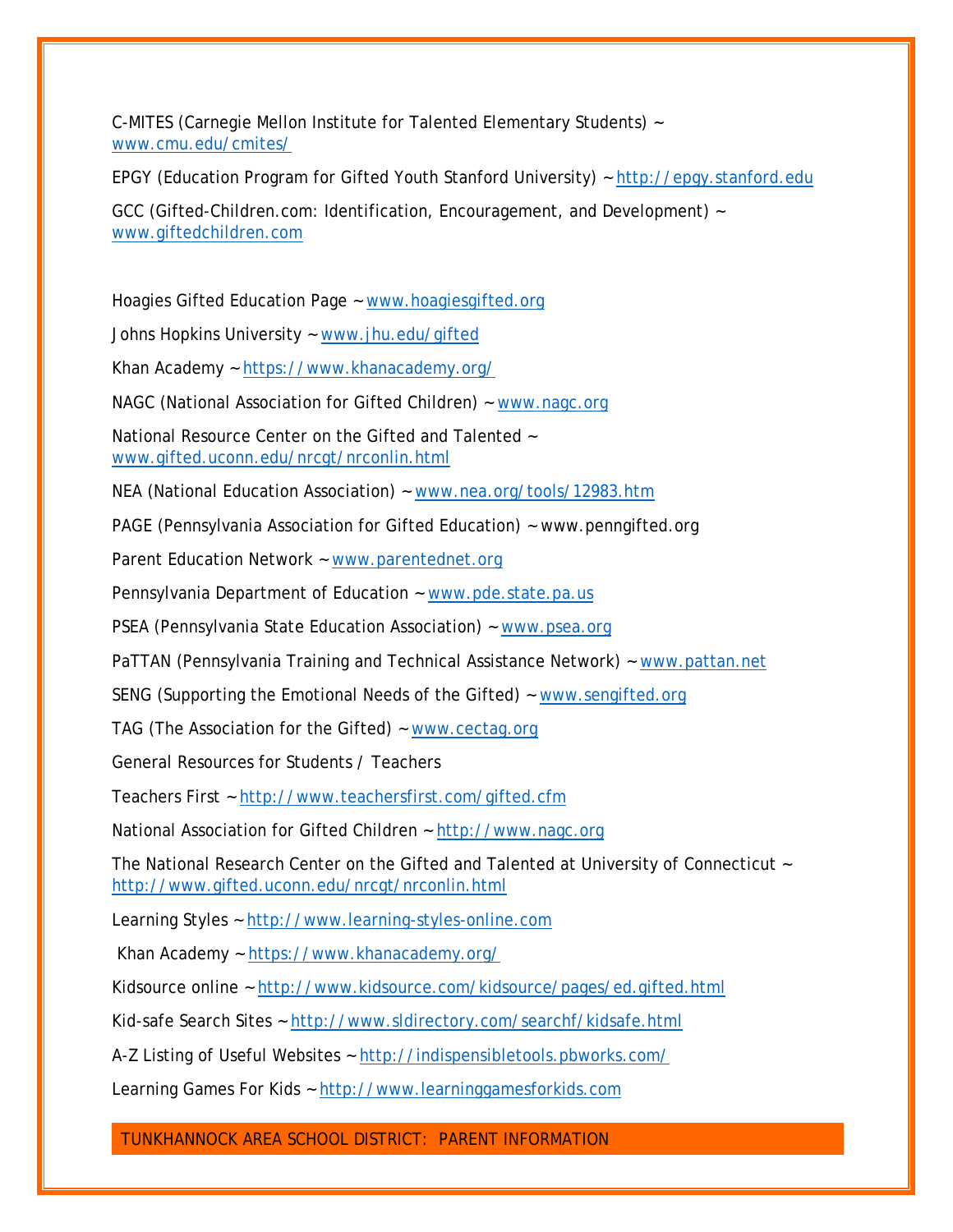C-MITES (Carnegie Mellon Institute for Talented Elementary Students) ~ www.cmu.edu/cmites/

EPGY (Education Program for Gifted Youth Stanford University) ~ http://epgy.stanford.edu

GCC (Gifted-Children.com: Identification, Encouragement, and Development) ~ www.giftedchildren.com

Hoagies Gifted Education Page ~ www.hoagiesgifted.org

Johns Hopkins University ~ www.jhu.edu/gifted

Khan Academy ~ https://www.khanacademy.org/

NAGC (National Association for Gifted Children) ~ www.nagc.org

National Resource Center on the Gifted and Talented ~ www.gifted.uconn.edu/nrcgt/nrconlin.html

NEA (National Education Association) ~ www.nea.org/tools/12983.htm

PAGE (Pennsylvania Association for Gifted Education) ~ www.penngifted.org

Parent Education Network ~ www.parentednet.org

Pennsylvania Department of Education ~ www.pde.state.pa.us

PSEA (Pennsylvania State Education Association) ~ www.psea.org

PaTTAN (Pennsylvania Training and Technical Assistance Network) ~ www.pattan.net

SENG (Supporting the Emotional Needs of the Gifted) ~ www.sengifted.org

TAG (The Association for the Gifted) ~ www.cectag.org

General Resources for Students / Teachers

Teachers First ~ http://www.teachersfirst.com/gifted.cfm

National Association for Gifted Children ~ http://www.nagc.org

The National Research Center on the Gifted and Talented at University of Connecticut ~ http://www.gifted.uconn.edu/nrcgt/nrconlin.html

Learning Styles ~ http://www.learning-styles-online.com

Khan Academy ~ https://www.khanacademy.org/

Kidsource online ~ http://www.kidsource.com/kidsource/pages/ed.gifted.html

Kid-safe Search Sites ~ http://www.sldirectory.com/searchf/kidsafe.html

A-Z Listing of Useful Websites ~ http://indispensibletools.pbworks.com/

Learning Games For Kids ~ http://www.learninggamesforkids.com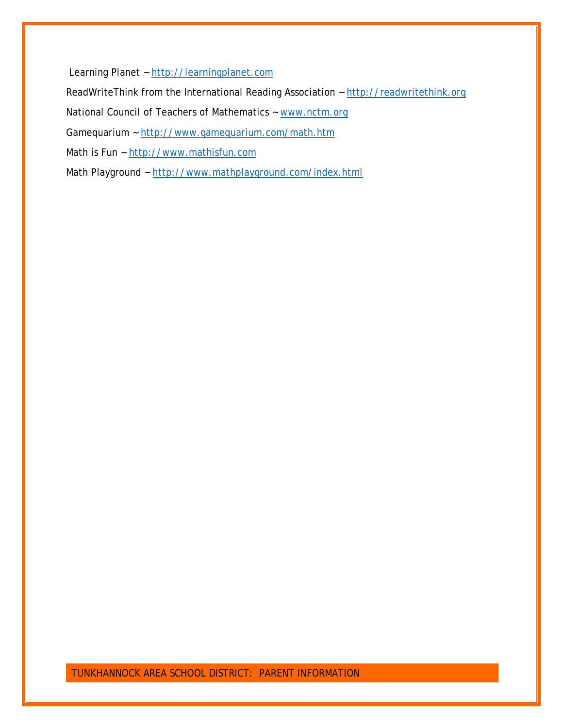Learning Planet ~ http://learningplanet.com

ReadWriteThink from the International Reading Association ~ http://readwritethink.org

National Council of Teachers of Mathematics ~ www.nctm.org

Gamequarium ~ http://www.gamequarium.com/math.htm

Math is Fun ~ http://www.mathisfun.com

Math Playground ~ http://www.mathplayground.com/index.html